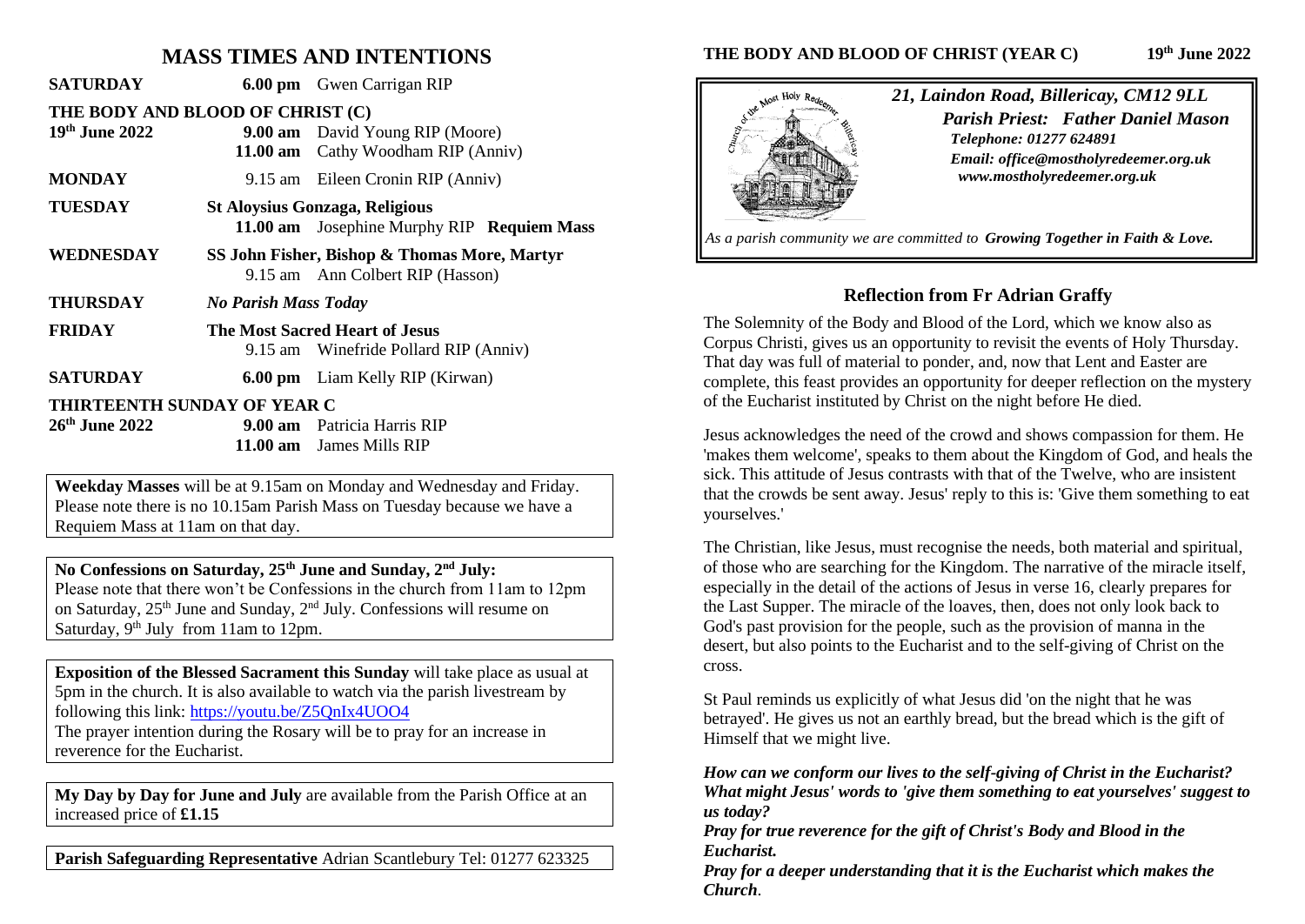# MASS TIMES AND INTENTIONS

| | | |
|---|---|---|
| **SATURDAY** | **6.00 pm** | Gwen Carrigan RIP |
| **THE BODY AND BLOOD OF CHRIST (C)** | | |
| **19th June 2022** | **9.00 am** | David Young RIP (Moore) |
| | **11.00 am** | Cathy Woodham RIP (Anniv) |
| **MONDAY** | 9.15 am | Eileen Cronin RIP (Anniv) |
| **TUESDAY** | **St Aloysius Gonzaga, Religious** | |
| | **11.00 am** | Josephine Murphy RIP **Requiem Mass** |
| **WEDNESDAY** | **SS John Fisher, Bishop & Thomas More, Martyr** | |
| | 9.15 am | Ann Colbert RIP (Hasson) |
| **THURSDAY** | ***No Parish Mass Today*** | |
| **FRIDAY** | **The Most Sacred Heart of Jesus** | |
| | 9.15 am | Winefride Pollard RIP (Anniv) |
| **SATURDAY** | **6.00 pm** | Liam Kelly RIP (Kirwan) |
| **THIRTEENTH SUNDAY OF YEAR C** | | |
| **26th June 2022** | **9.00 am** | Patricia Harris RIP |
| | **11.00 am** | James Mills RIP |

**Weekday Masses** will be at 9.15am on Monday and Wednesday and Friday. Please note there is no 10.15am Parish Mass on Tuesday because we have a Requiem Mass at 11am on that day.

**No Confessions on Saturday, 25th June and Sunday, 2nd July:**
Please note that there won't be Confessions in the church from 11am to 12pm on Saturday, 25th June and Sunday, 2nd July. Confessions will resume on Saturday, 9th July from 11am to 12pm.

**Exposition of the Blessed Sacrament this Sunday** will take place as usual at 5pm in the church. It is also available to watch via the parish livestream by following this link: https://youtu.be/Z5QnIx4UOO4
The prayer intention during the Rosary will be to pray for an increase in reverence for the Eucharist.

**My Day by Day for June and July** are available from the Parish Office at an increased price of **£1.15**

**Parish Safeguarding Representative** Adrian Scantlebury Tel: 01277 623325

**THE BODY AND BLOOD OF CHRIST (YEAR C)** **19th June 2022**

*21, Laindon Road, Billericay, CM12 9LL*
***Parish Priest: Father Daniel Mason***
***Telephone: 01277 624891***
***Email: office@mostholyredeemer.org.uk***
***www.mostholyredeemer.org.uk***

*As a parish community we are committed to* ***Growing Together in Faith & Love.***

## Reflection from Fr Adrian Graffy

The Solemnity of the Body and Blood of the Lord, which we know also as Corpus Christi, gives us an opportunity to revisit the events of Holy Thursday. That day was full of material to ponder, and, now that Lent and Easter are complete, this feast provides an opportunity for deeper reflection on the mystery of the Eucharist instituted by Christ on the night before He died.

Jesus acknowledges the need of the crowd and shows compassion for them. He 'makes them welcome', speaks to them about the Kingdom of God, and heals the sick. This attitude of Jesus contrasts with that of the Twelve, who are insistent that the crowds be sent away. Jesus' reply to this is: 'Give them something to eat yourselves.'

The Christian, like Jesus, must recognise the needs, both material and spiritual, of those who are searching for the Kingdom. The narrative of the miracle itself, especially in the detail of the actions of Jesus in verse 16, clearly prepares for the Last Supper. The miracle of the loaves, then, does not only look back to God's past provision for the people, such as the provision of manna in the desert, but also points to the Eucharist and to the self-giving of Christ on the cross.

St Paul reminds us explicitly of what Jesus did 'on the night that he was betrayed'. He gives us not an earthly bread, but the bread which is the gift of Himself that we might live.

***How can we conform our lives to the self-giving of Christ in the Eucharist? What might Jesus' words to 'give them something to eat yourselves' suggest to us today?***
***Pray for true reverence for the gift of Christ's Body and Blood in the Eucharist.***
***Pray for a deeper understanding that it is the Eucharist which makes the Church.***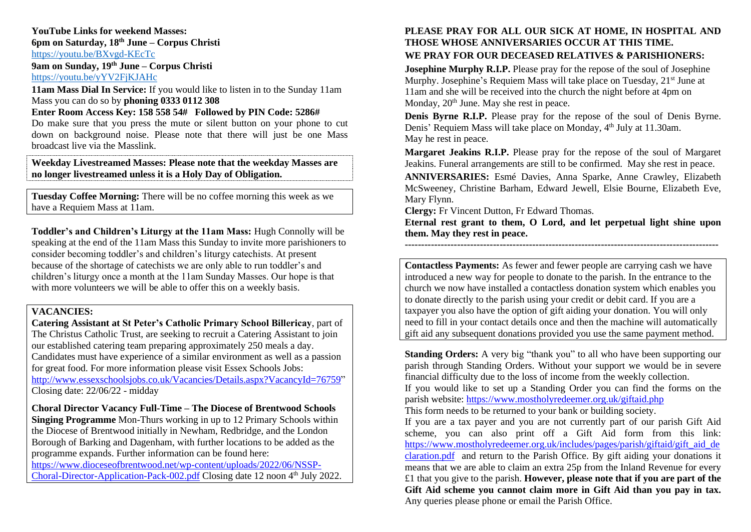**YouTube Links for weekend Masses:**

**6pm on Saturday, 18th June – Corpus Christi**

https://youtu.be/BXvgd-KEcTc

**9am on Sunday, 19th June – Corpus Christi**

https://youtu.be/yYV2FjKJAHc

**11am Mass Dial In Service:** If you would like to listen in to the Sunday 11am Mass you can do so by **phoning 0333 0112 308**

**Enter Room Access Key: 158 558 54# Followed by PIN Code: 5286#**

Do make sure that you press the mute or silent button on your phone to cut down on background noise. Please note that there will just be one Mass broadcast live via the Masslink.

**Weekday Livestreamed Masses: Please note that the weekday Masses are no longer livestreamed unless it is a Holy Day of Obligation.**

**Tuesday Coffee Morning:** There will be no coffee morning this week as we have a Requiem Mass at 11am.

**Toddler's and Children's Liturgy at the 11am Mass:** Hugh Connolly will be speaking at the end of the 11am Mass this Sunday to invite more parishioners to consider becoming toddler's and children's liturgy catechists. At present because of the shortage of catechists we are only able to run toddler's and children's liturgy once a month at the 11am Sunday Masses. Our hope is that with more volunteers we will be able to offer this on a weekly basis.

**VACANCIES:**

**Catering Assistant at St Peter's Catholic Primary School Billericay**, part of The Christus Catholic Trust, are seeking to recruit a Catering Assistant to join our established catering team preparing approximately 250 meals a day. Candidates must have experience of a similar environment as well as a passion for great food. For more information please visit Essex Schools Jobs: http://www.essexschoolsjobs.co.uk/Vacancies/Details.aspx?VacancyId=76759" Closing date: 22/06/22 - midday

**Choral Director Vacancy Full-Time – The Diocese of Brentwood Schools Singing Programme** Mon-Thurs working in up to 12 Primary Schools within the Diocese of Brentwood initially in Newham, Redbridge, and the London Borough of Barking and Dagenham, with further locations to be added as the programme expands. Further information can be found here: https://www.dioceseofbrentwood.net/wp-content/uploads/2022/06/NSSP-Choral-Director-Application-Pack-002.pdf Closing date 12 noon 4th July 2022.

**PLEASE PRAY FOR ALL OUR SICK AT HOME, IN HOSPITAL AND THOSE WHOSE ANNIVERSARIES OCCUR AT THIS TIME.**

**WE PRAY FOR OUR DECEASED RELATIVES & PARISHIONERS:**

**Josephine Murphy R.I.P.** Please pray for the repose of the soul of Josephine Murphy. Josephine's Requiem Mass will take place on Tuesday, 21st June at 11am and she will be received into the church the night before at 4pm on Monday, 20th June. May she rest in peace.

**Denis Byrne R.I.P.** Please pray for the repose of the soul of Denis Byrne. Denis' Requiem Mass will take place on Monday, 4th July at 11.30am. May he rest in peace.

**Margaret Jeakins R.I.P.** Please pray for the repose of the soul of Margaret Jeakins. Funeral arrangements are still to be confirmed. May she rest in peace.

**ANNIVERSARIES:** Esmé Davies, Anna Sparke, Anne Crawley, Elizabeth McSweeney, Christine Barham, Edward Jewell, Elsie Bourne, Elizabeth Eve, Mary Flynn.

**Clergy:** Fr Vincent Dutton, Fr Edward Thomas.

**Eternal rest grant to them, O Lord, and let perpetual light shine upon them. May they rest in peace.**

---

**Contactless Payments:** As fewer and fewer people are carrying cash we have introduced a new way for people to donate to the parish. In the entrance to the church we now have installed a contactless donation system which enables you to donate directly to the parish using your credit or debit card. If you are a taxpayer you also have the option of gift aiding your donation. You will only need to fill in your contact details once and then the machine will automatically gift aid any subsequent donations provided you use the same payment method.

**Standing Orders:** A very big "thank you" to all who have been supporting our parish through Standing Orders. Without your support we would be in severe financial difficulty due to the loss of income from the weekly collection.

If you would like to set up a Standing Order you can find the forms on the parish website: https://www.mostholyredeemer.org.uk/giftaid.php

This form needs to be returned to your bank or building society.

If you are a tax payer and you are not currently part of our parish Gift Aid scheme, you can also print off a Gift Aid form from this link: https://www.mostholyredeemer.org.uk/includes/pages/parish/giftaid/gift_aid_declaration.pdf and return to the Parish Office. By gift aiding your donations it means that we are able to claim an extra 25p from the Inland Revenue for every £1 that you give to the parish. **However, please note that if you are part of the Gift Aid scheme you cannot claim more in Gift Aid than you pay in tax.** Any queries please phone or email the Parish Office.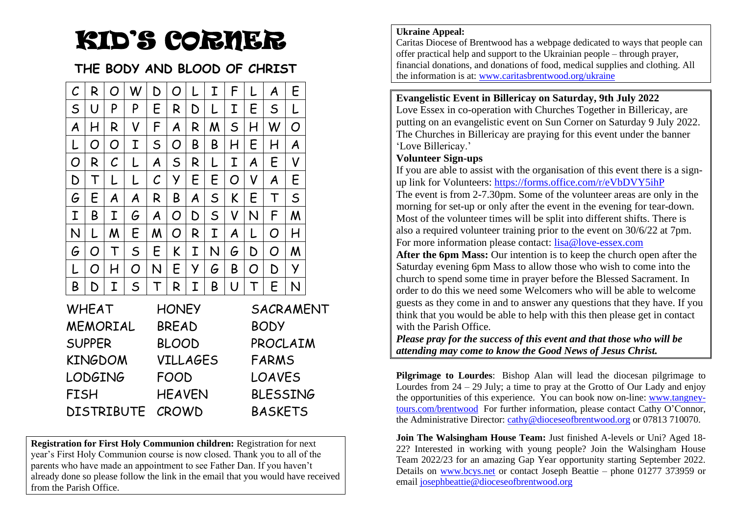# KID'S CORNER

## THE BODY AND BLOOD OF CHRIST

| | | | | | | | | | | | |
|---|---|---|---|---|---|---|---|---|---|---|---|
| C | R | O | W | D | O | L | I | F | L | A | E |
| S | U | P | P | E | R | D | L | I | E | S | L |
| A | H | R | V | F | A | R | M | S | H | W | O |
| L | O | O | I | S | O | B | B | H | E | H | A |
| O | R | C | L | A | S | R | L | I | A | E | V |
| D | T | L | L | C | Y | E | E | O | V | A | E |
| G | E | A | A | R | B | A | S | K | E | T | S |
| I | B | I | G | A | O | D | S | V | N | F | M |
| N | L | M | E | M | O | R | I | A | L | O | H |
| G | O | T | S | E | K | I | N | G | D | O | M |
| L | O | H | O | N | E | Y | G | B | O | D | Y |
| B | D | I | S | T | R | I | B | U | T | E | N |

| | | |
|---|---|---|
| WHEAT | HONEY | SACRAMENT |
| MEMORIAL | BREAD | BODY |
| SUPPER | BLOOD | PROCLAIM |
| KINGDOM | VILLAGES | FARMS |
| LODGING | FOOD | LOAVES |
| FISH | HEAVEN | BLESSING |
| DISTRIBUTE | CROWD | BASKETS |

**Registration for First Holy Communion children:** Registration for next year's First Holy Communion course is now closed. Thank you to all of the parents who have made an appointment to see Father Dan. If you haven't already done so please follow the link in the email that you would have received from the Parish Office.

**Ukraine Appeal:**
Caritas Diocese of Brentwood has a webpage dedicated to ways that people can offer practical help and support to the Ukrainian people – through prayer, financial donations, and donations of food, medical supplies and clothing. All the information is at: www.caritasbrentwood.org/ukraine

**Evangelistic Event in Billericay on Saturday, 9th July 2022**
Love Essex in co-operation with Churches Together in Billericay, are putting on an evangelistic event on Sun Corner on Saturday 9 July 2022. The Churches in Billericay are praying for this event under the banner 'Love Billericay.'

**Volunteer Sign-ups**
If you are able to assist with the organisation of this event there is a sign-up link for Volunteers: https://forms.office.com/r/eVbDVY5ihP
The event is from 2-7.30pm. Some of the volunteer areas are only in the morning for set-up or only after the event in the evening for tear-down. Most of the volunteer times will be split into different shifts. There is also a required volunteer training prior to the event on 30/6/22 at 7pm. For more information please contact: lisa@love-essex.com

**After the 6pm Mass:** Our intention is to keep the church open after the Saturday evening 6pm Mass to allow those who wish to come into the church to spend some time in prayer before the Blessed Sacrament. In order to do this we need some Welcomers who will be able to welcome guests as they come in and to answer any questions that they have. If you think that you would be able to help with this then please get in contact with the Parish Office.

***Please pray for the success of this event and that those who will be attending may come to know the Good News of Jesus Christ.***

**Pilgrimage to Lourdes**: Bishop Alan will lead the diocesan pilgrimage to Lourdes from 24 – 29 July; a time to pray at the Grotto of Our Lady and enjoy the opportunities of this experience. You can book now on-line: www.tangney-tours.com/brentwood For further information, please contact Cathy O'Connor, the Administrative Director: cathy@dioceseofbrentwood.org or 07813 710070.

**Join The Walsingham House Team:** Just finished A-levels or Uni? Aged 18-22? Interested in working with young people? Join the Walsingham House Team 2022/23 for an amazing Gap Year opportunity starting September 2022. Details on www.bcys.net or contact Joseph Beattie – phone 01277 373959 or email josephbeattie@dioceseofbrentwood.org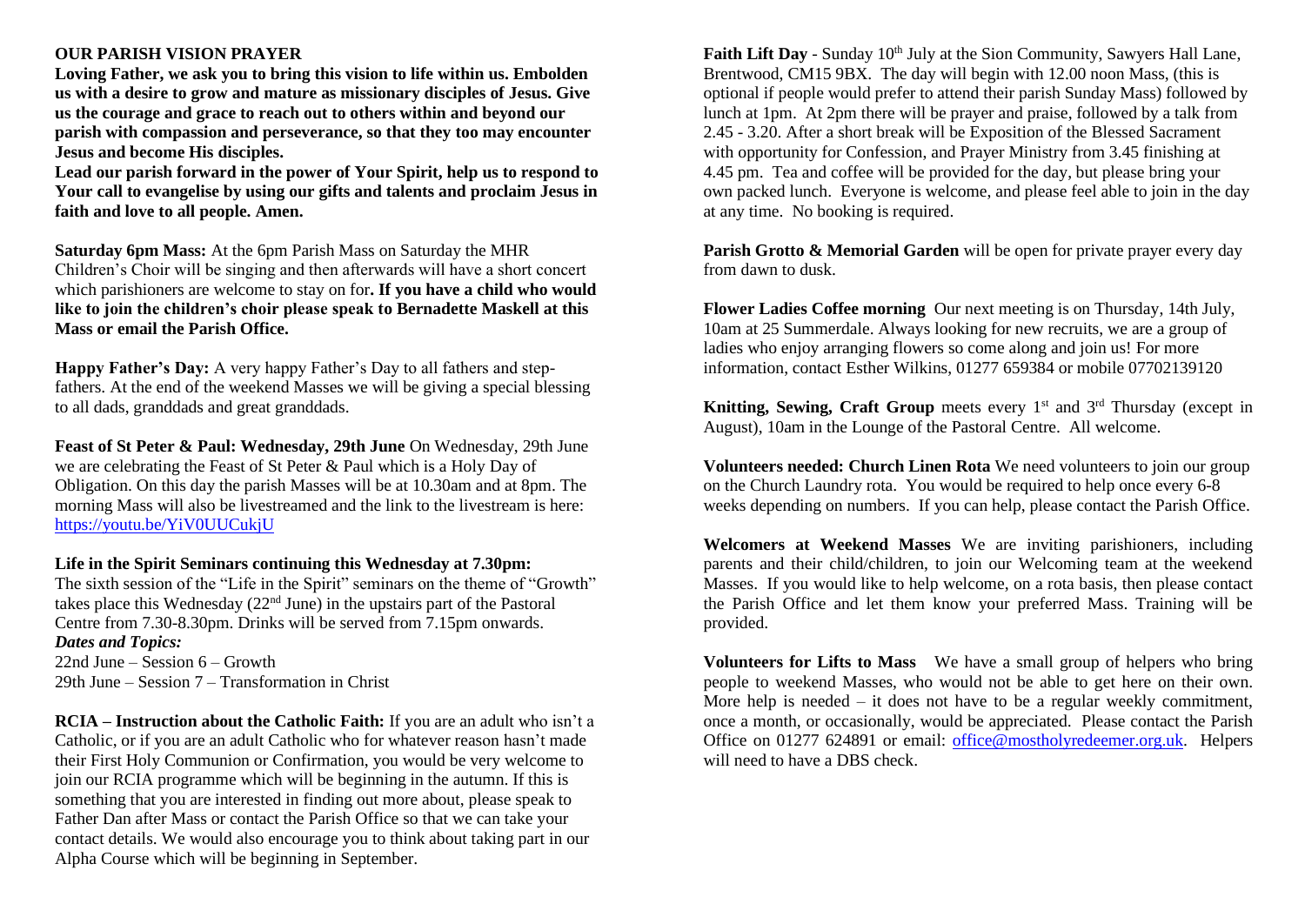## OUR PARISH VISION PRAYER

**Loving Father, we ask you to bring this vision to life within us. Embolden us with a desire to grow and mature as missionary disciples of Jesus. Give us the courage and grace to reach out to others within and beyond our parish with compassion and perseverance, so that they too may encounter Jesus and become His disciples.**

**Lead our parish forward in the power of Your Spirit, help us to respond to Your call to evangelise by using our gifts and talents and proclaim Jesus in faith and love to all people. Amen.**

**Saturday 6pm Mass:** At the 6pm Parish Mass on Saturday the MHR Children's Choir will be singing and then afterwards will have a short concert which parishioners are welcome to stay on for**. If you have a child who would like to join the children's choir please speak to Bernadette Maskell at this Mass or email the Parish Office.**

**Happy Father's Day:** A very happy Father's Day to all fathers and step-fathers. At the end of the weekend Masses we will be giving a special blessing to all dads, granddads and great granddads.

**Feast of St Peter & Paul: Wednesday, 29th June** On Wednesday, 29th June we are celebrating the Feast of St Peter & Paul which is a Holy Day of Obligation. On this day the parish Masses will be at 10.30am and at 8pm. The morning Mass will also be livestreamed and the link to the livestream is here: https://youtu.be/YiV0UUCukjU

**Life in the Spirit Seminars continuing this Wednesday at 7.30pm:**
The sixth session of the "Life in the Spirit" seminars on the theme of "Growth" takes place this Wednesday (22nd June) in the upstairs part of the Pastoral Centre from 7.30-8.30pm. Drinks will be served from 7.15pm onwards.

***Dates and Topics:***

22nd June – Session 6 – Growth
29th June – Session 7 – Transformation in Christ

**RCIA – Instruction about the Catholic Faith:** If you are an adult who isn't a Catholic, or if you are an adult Catholic who for whatever reason hasn't made their First Holy Communion or Confirmation, you would be very welcome to join our RCIA programme which will be beginning in the autumn. If this is something that you are interested in finding out more about, please speak to Father Dan after Mass or contact the Parish Office so that we can take your contact details. We would also encourage you to think about taking part in our Alpha Course which will be beginning in September.

**Faith Lift Day** - Sunday 10th July at the Sion Community, Sawyers Hall Lane, Brentwood, CM15 9BX. The day will begin with 12.00 noon Mass, (this is optional if people would prefer to attend their parish Sunday Mass) followed by lunch at 1pm. At 2pm there will be prayer and praise, followed by a talk from 2.45 - 3.20. After a short break will be Exposition of the Blessed Sacrament with opportunity for Confession, and Prayer Ministry from 3.45 finishing at 4.45 pm. Tea and coffee will be provided for the day, but please bring your own packed lunch. Everyone is welcome, and please feel able to join in the day at any time. No booking is required.

**Parish Grotto & Memorial Garden** will be open for private prayer every day from dawn to dusk.

**Flower Ladies Coffee morning** Our next meeting is on Thursday, 14th July, 10am at 25 Summerdale. Always looking for new recruits, we are a group of ladies who enjoy arranging flowers so come along and join us! For more information, contact Esther Wilkins, 01277 659384 or mobile 07702139120

**Knitting, Sewing, Craft Group** meets every 1st and 3rd Thursday (except in August), 10am in the Lounge of the Pastoral Centre. All welcome.

**Volunteers needed: Church Linen Rota** We need volunteers to join our group on the Church Laundry rota. You would be required to help once every 6-8 weeks depending on numbers. If you can help, please contact the Parish Office.

**Welcomers at Weekend Masses** We are inviting parishioners, including parents and their child/children, to join our Welcoming team at the weekend Masses. If you would like to help welcome, on a rota basis, then please contact the Parish Office and let them know your preferred Mass. Training will be provided.

**Volunteers for Lifts to Mass** We have a small group of helpers who bring people to weekend Masses, who would not be able to get here on their own. More help is needed – it does not have to be a regular weekly commitment, once a month, or occasionally, would be appreciated. Please contact the Parish Office on 01277 624891 or email: office@mostholyredeemer.org.uk. Helpers will need to have a DBS check.